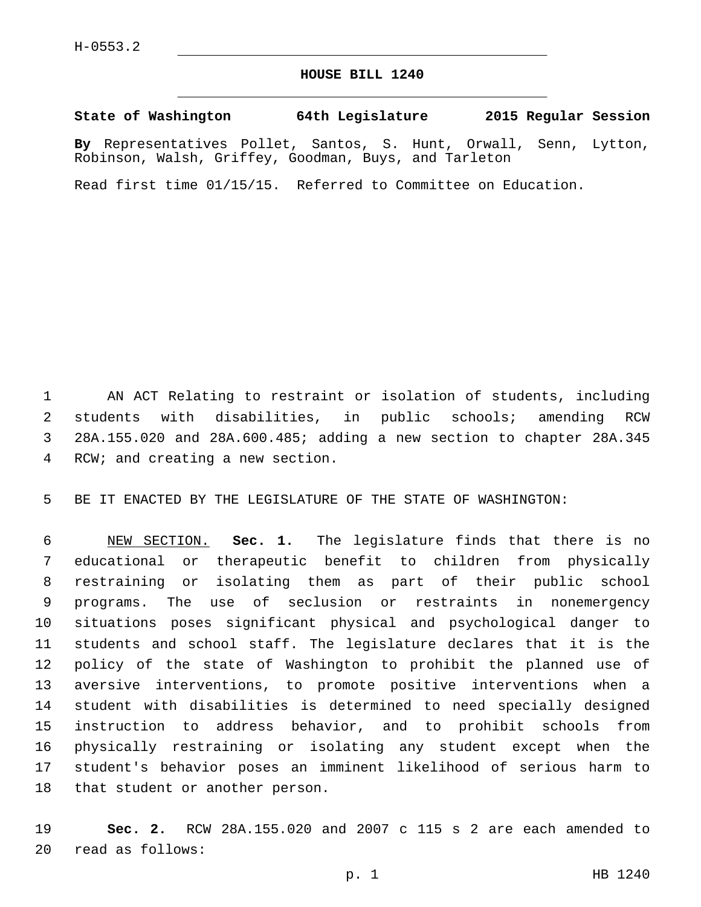H-0553.2

# HOUSE BILL 1240

**State of Washington 64th Legislature 2015 Regular Session**

**By** Representatives Pollet, Santos, S. Hunt, Orwall, Senn, Lytton, Robinson, Walsh, Griffey, Goodman, Buys, and Tarleton

Read first time 01/15/15. Referred to Committee on Education.

AN ACT Relating to restraint or isolation of students, including students with disabilities, in public schools; amending RCW 28A.155.020 and 28A.600.485; adding a new section to chapter 28A.345 RCW; and creating a new section.

BE IT ENACTED BY THE LEGISLATURE OF THE STATE OF WASHINGTON:

NEW SECTION. **Sec. 1.** The legislature finds that there is no educational or therapeutic benefit to children from physically restraining or isolating them as part of their public school programs. The use of seclusion or restraints in nonemergency situations poses significant physical and psychological danger to students and school staff. The legislature declares that it is the policy of the state of Washington to prohibit the planned use of aversive interventions, to promote positive interventions when a student with disabilities is determined to need specially designed instruction to address behavior, and to prohibit schools from physically restraining or isolating any student except when the student's behavior poses an imminent likelihood of serious harm to that student or another person.

**Sec. 2.** RCW 28A.155.020 and 2007 c 115 s 2 are each amended to read as follows: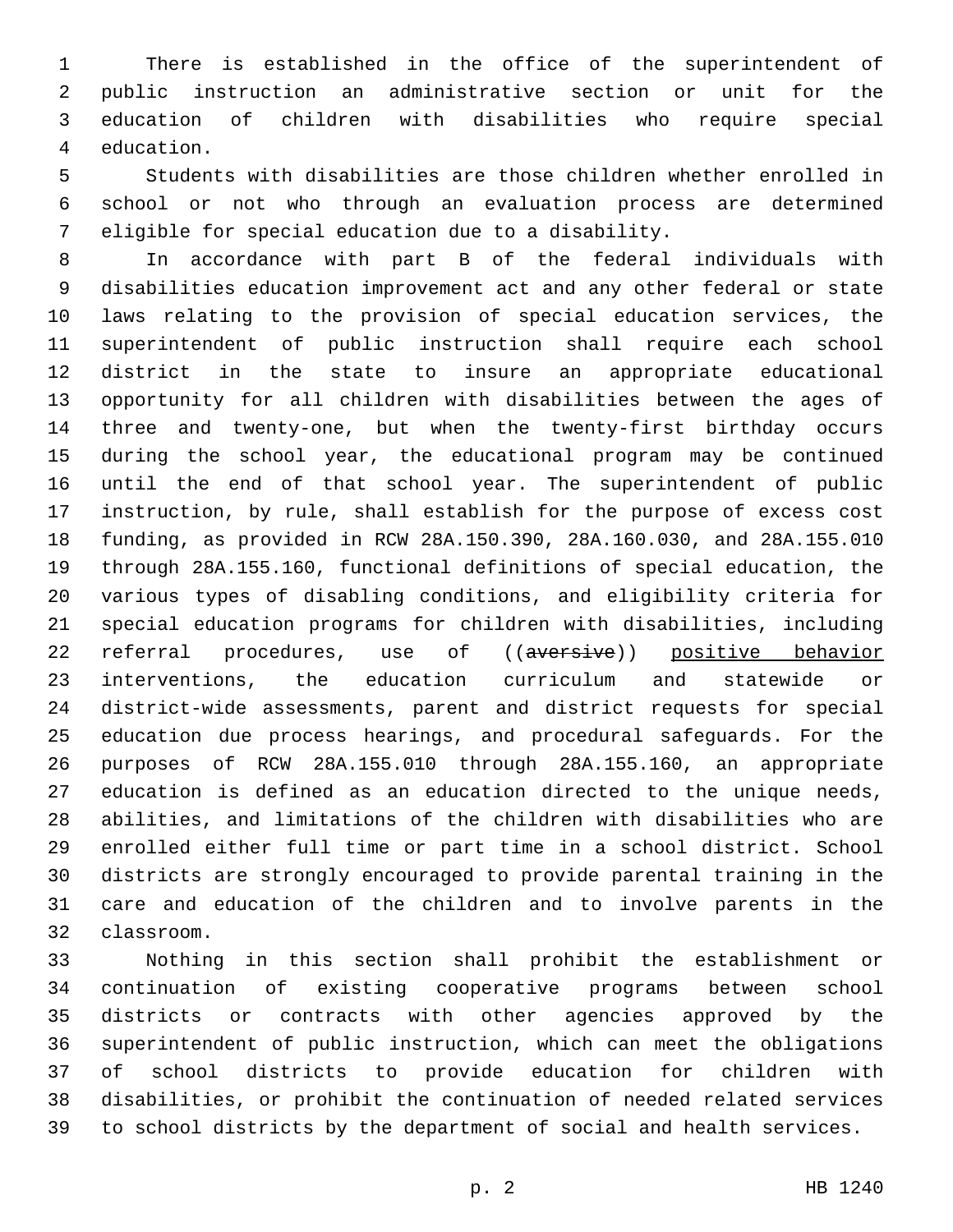There is established in the office of the superintendent of public instruction an administrative section or unit for the education of children with disabilities who require special education.

Students with disabilities are those children whether enrolled in school or not who through an evaluation process are determined eligible for special education due to a disability.

In accordance with part B of the federal individuals with disabilities education improvement act and any other federal or state laws relating to the provision of special education services, the superintendent of public instruction shall require each school district in the state to insure an appropriate educational opportunity for all children with disabilities between the ages of three and twenty-one, but when the twenty-first birthday occurs during the school year, the educational program may be continued until the end of that school year. The superintendent of public instruction, by rule, shall establish for the purpose of excess cost funding, as provided in RCW 28A.150.390, 28A.160.030, and 28A.155.010 through 28A.155.160, functional definitions of special education, the various types of disabling conditions, and eligibility criteria for special education programs for children with disabilities, including referral procedures, use of ((~~aversive~~)) <u>positive behavior</u> interventions, the education curriculum and statewide or district-wide assessments, parent and district requests for special education due process hearings, and procedural safeguards. For the purposes of RCW 28A.155.010 through 28A.155.160, an appropriate education is defined as an education directed to the unique needs, abilities, and limitations of the children with disabilities who are enrolled either full time or part time in a school district. School districts are strongly encouraged to provide parental training in the care and education of the children and to involve parents in the classroom.

Nothing in this section shall prohibit the establishment or continuation of existing cooperative programs between school districts or contracts with other agencies approved by the superintendent of public instruction, which can meet the obligations of school districts to provide education for children with disabilities, or prohibit the continuation of needed related services to school districts by the department of social and health services.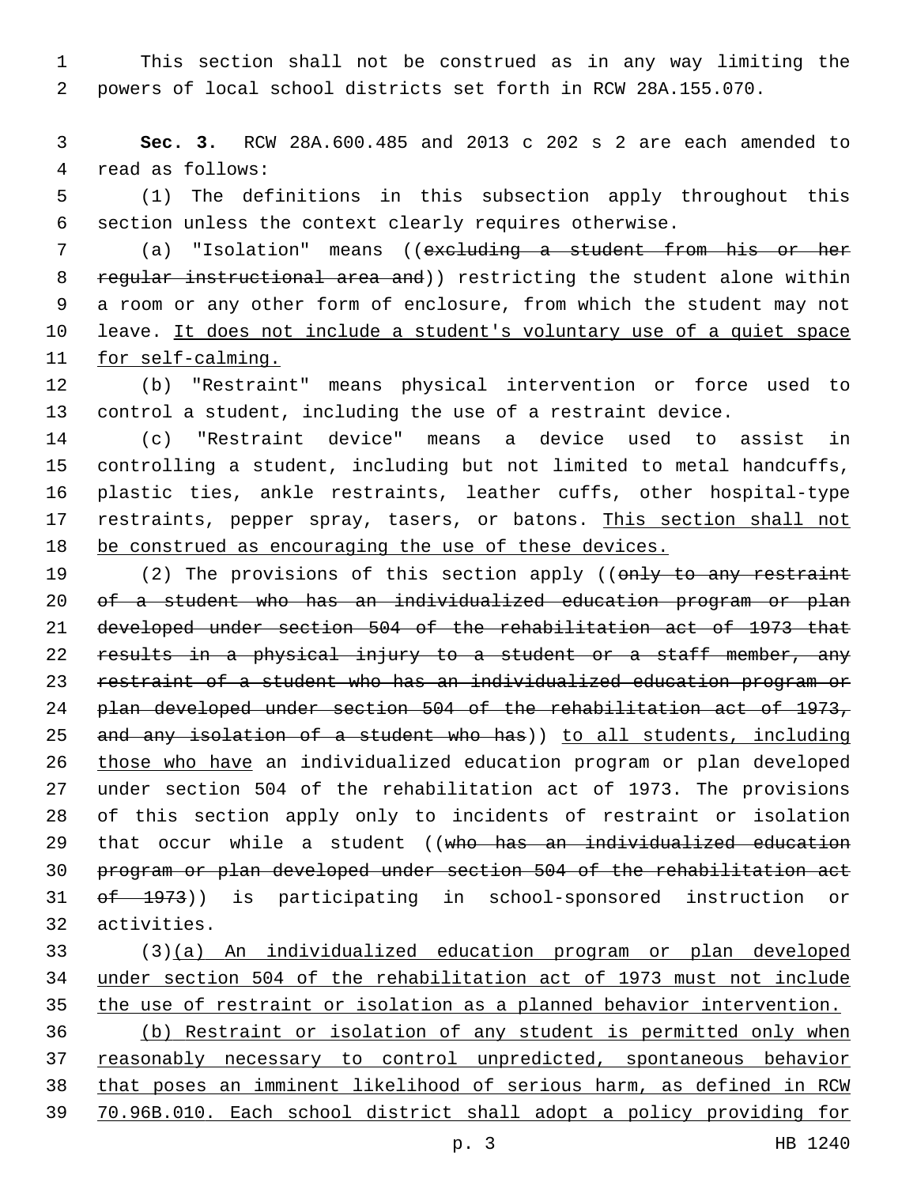This section shall not be construed as in any way limiting the powers of local school districts set forth in RCW 28A.155.070.

**Sec. 3.** RCW 28A.600.485 and 2013 c 202 s 2 are each amended to read as follows:

(1) The definitions in this subsection apply throughout this section unless the context clearly requires otherwise.

(a) "Isolation" means ((~~excluding a student from his or her regular instructional area and~~)) restricting the student alone within a room or any other form of enclosure, from which the student may not leave. <u>It does not include a student's voluntary use of a quiet space for self-calming.</u>

(b) "Restraint" means physical intervention or force used to control a student, including the use of a restraint device.

(c) "Restraint device" means a device used to assist in controlling a student, including but not limited to metal handcuffs, plastic ties, ankle restraints, leather cuffs, other hospital-type restraints, pepper spray, tasers, or batons. <u>This section shall not be construed as encouraging the use of these devices.</u>

(2) The provisions of this section apply ((~~only to any restraint of a student who has an individualized education program or plan developed under section 504 of the rehabilitation act of 1973 that results in a physical injury to a student or a staff member, any restraint of a student who has an individualized education program or plan developed under section 504 of the rehabilitation act of 1973, and any isolation of a student who has~~)) <u>to all students, including those who have</u> an individualized education program or plan developed under section 504 of the rehabilitation act of 1973. The provisions of this section apply only to incidents of restraint or isolation that occur while a student ((~~who has an individualized education program or plan developed under section 504 of the rehabilitation act of 1973~~)) is participating in school-sponsored instruction or activities.

(3)<u>(a) An individualized education program or plan developed under section 504 of the rehabilitation act of 1973 must not include the use of restraint or isolation as a planned behavior intervention.</u>

<u>(b) Restraint or isolation of any student is permitted only when reasonably necessary to control unpredicted, spontaneous behavior that poses an imminent likelihood of serious harm, as defined in RCW 70.96B.010. Each school district shall adopt a policy providing for</u>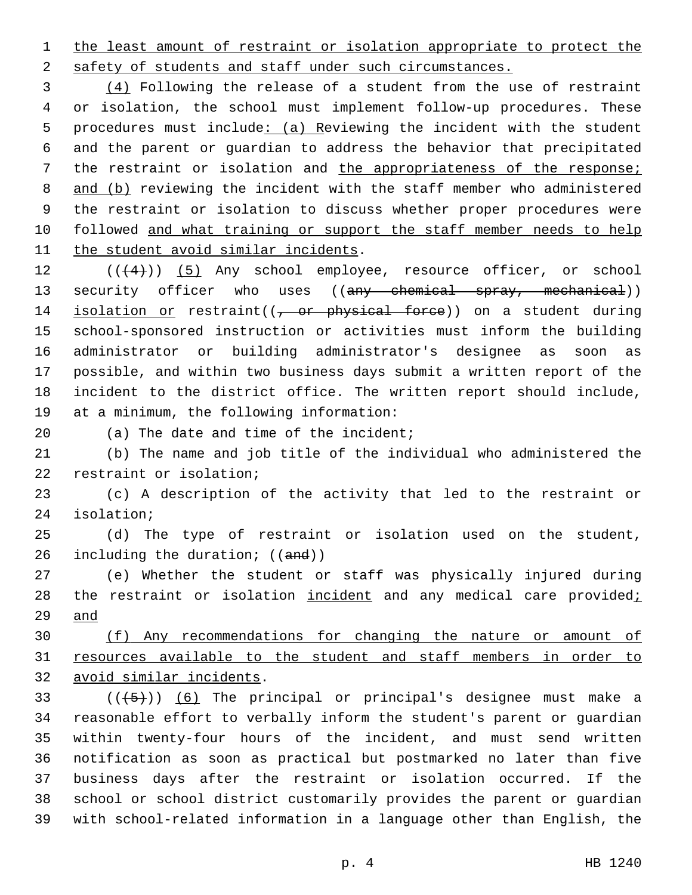the least amount of restraint or isolation appropriate to protect the safety of students and staff under such circumstances.

(4) Following the release of a student from the use of restraint or isolation, the school must implement follow-up procedures. These procedures must include: (a) Reviewing the incident with the student and the parent or guardian to address the behavior that precipitated the restraint or isolation and the appropriateness of the response; and (b) reviewing the incident with the staff member who administered the restraint or isolation to discuss whether proper procedures were followed and what training or support the staff member needs to help the student avoid similar incidents.

(((4))) (5) Any school employee, resource officer, or school security officer who uses ((any chemical spray, mechanical)) isolation or restraint((, or physical force)) on a student during school-sponsored instruction or activities must inform the building administrator or building administrator's designee as soon as possible, and within two business days submit a written report of the incident to the district office. The written report should include, at a minimum, the following information:

(a) The date and time of the incident;

(b) The name and job title of the individual who administered the restraint or isolation;

(c) A description of the activity that led to the restraint or isolation;

(d) The type of restraint or isolation used on the student, including the duration; ((and))

(e) Whether the student or staff was physically injured during the restraint or isolation incident and any medical care provided; and

(f) Any recommendations for changing the nature or amount of resources available to the student and staff members in order to avoid similar incidents.

(((5))) (6) The principal or principal's designee must make a reasonable effort to verbally inform the student's parent or guardian within twenty-four hours of the incident, and must send written notification as soon as practical but postmarked no later than five business days after the restraint or isolation occurred. If the school or school district customarily provides the parent or guardian with school-related information in a language other than English, the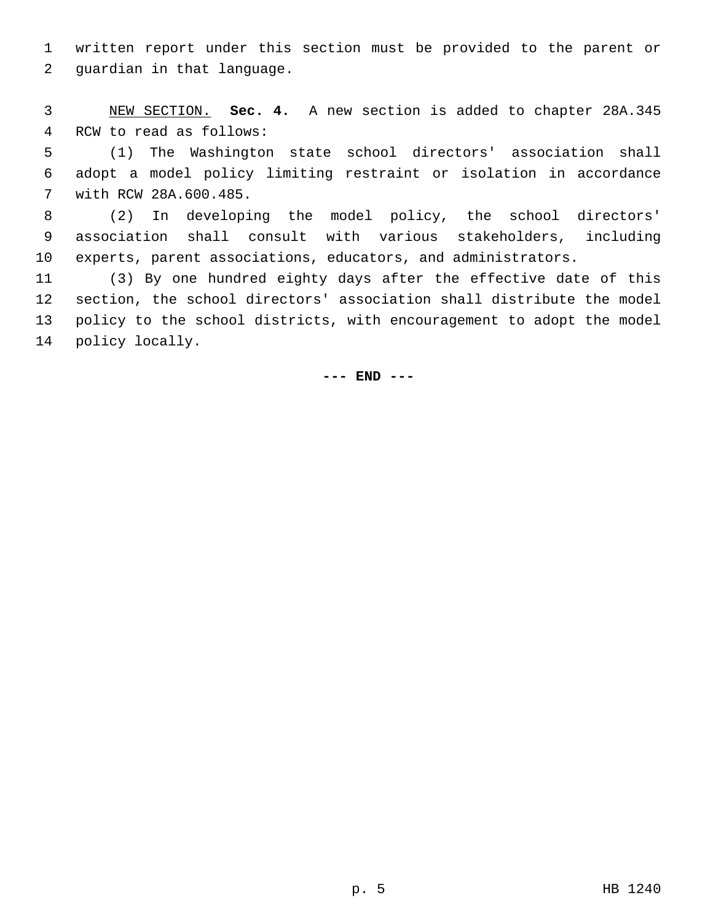written report under this section must be provided to the parent or guardian in that language.

NEW SECTION. **Sec. 4.** A new section is added to chapter 28A.345 RCW to read as follows:

(1) The Washington state school directors' association shall adopt a model policy limiting restraint or isolation in accordance with RCW 28A.600.485.

(2) In developing the model policy, the school directors' association shall consult with various stakeholders, including experts, parent associations, educators, and administrators.

(3) By one hundred eighty days after the effective date of this section, the school directors' association shall distribute the model policy to the school districts, with encouragement to adopt the model policy locally.

**--- END ---**